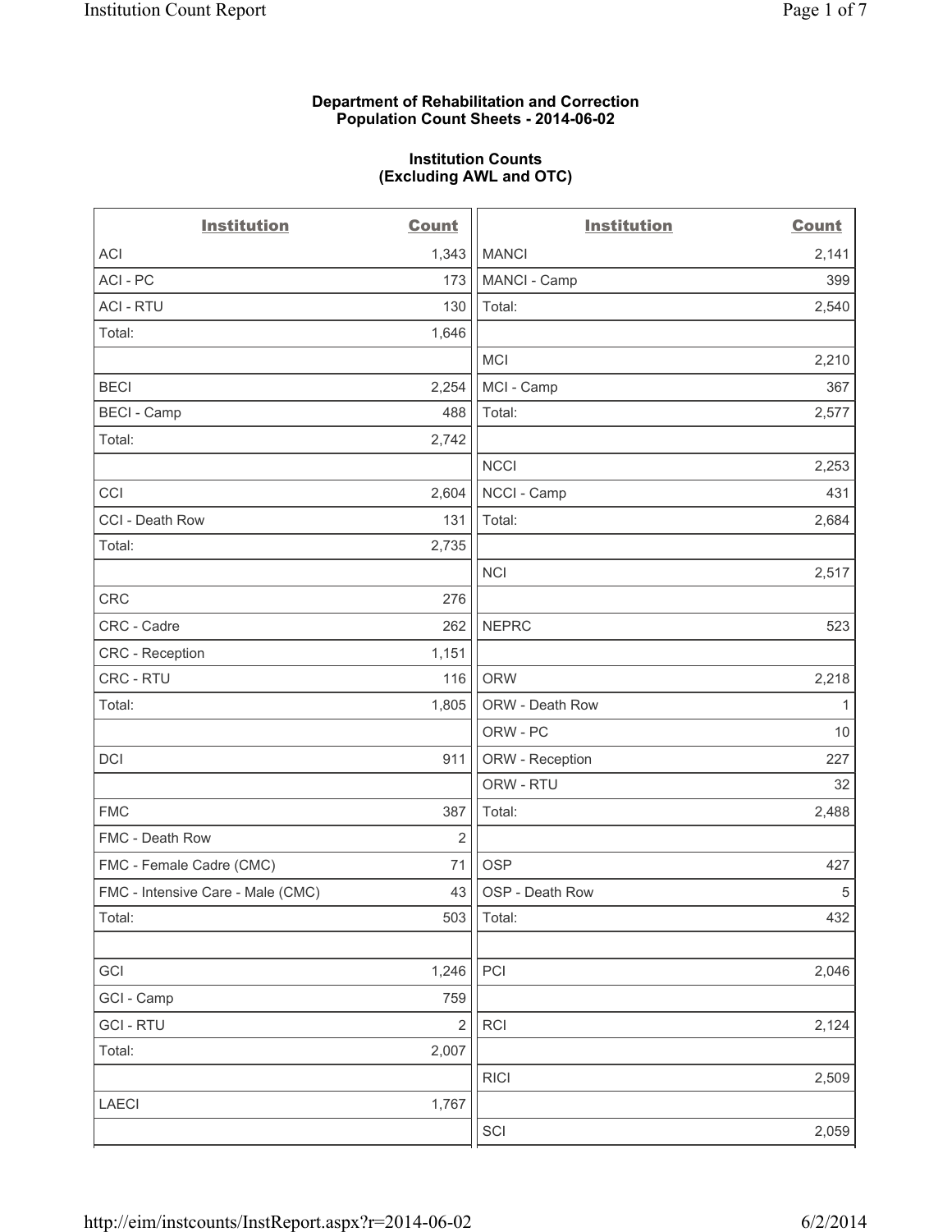**Department of Rehabilitation and Correction**
**Population Count Sheets - 2014-06-02**

**Institution Counts**
**(Excluding AWL and OTC)**

| Institution | Count | Institution | Count |
|---|---|---|---|
| ACI | 1,343 | MANCI | 2,141 |
| ACI - PC | 173 | MANCI - Camp | 399 |
| ACI - RTU | 130 | Total: | 2,540 |
| Total: | 1,646 | | |
| | | MCI | 2,210 |
| BECI | 2,254 | MCI - Camp | 367 |
| BECI - Camp | 488 | Total: | 2,577 |
| Total: | 2,742 | | |
| | | NCCI | 2,253 |
| CCI | 2,604 | NCCI - Camp | 431 |
| CCI - Death Row | 131 | Total: | 2,684 |
| Total: | 2,735 | | |
| | | NCI | 2,517 |
| CRC | 276 | | |
| CRC - Cadre | 262 | NEPRC | 523 |
| CRC - Reception | 1,151 | | |
| CRC - RTU | 116 | ORW | 2,218 |
| Total: | 1,805 | ORW - Death Row | 1 |
| | | ORW - PC | 10 |
| DCI | 911 | ORW - Reception | 227 |
| | | ORW - RTU | 32 |
| FMC | 387 | Total: | 2,488 |
| FMC - Death Row | 2 | | |
| FMC - Female Cadre (CMC) | 71 | OSP | 427 |
| FMC - Intensive Care - Male (CMC) | 43 | OSP - Death Row | 5 |
| Total: | 503 | Total: | 432 |
| | | | |
| GCI | 1,246 | PCI | 2,046 |
| GCI - Camp | 759 | | |
| GCI - RTU | 2 | RCI | 2,124 |
| Total: | 2,007 | | |
| | | RICI | 2,509 |
| LAECI | 1,767 | | |
| | | SCI | 2,059 |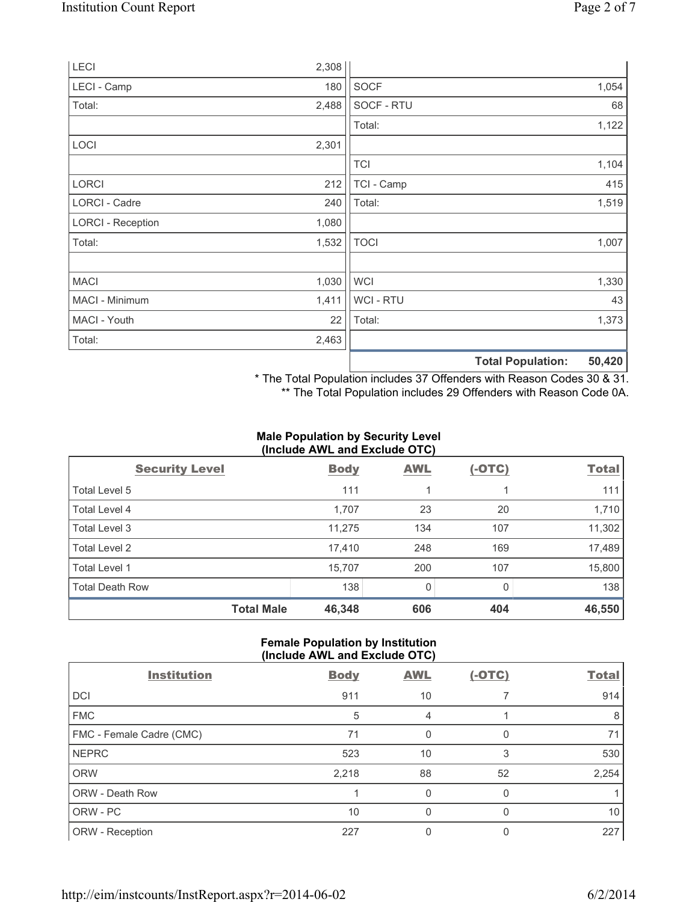| | | | |
|---|---|---|---|
| LECI | 2,308 | | |
| LECI - Camp | 180 | SOCF | 1,054 |
| Total: | 2,488 | SOCF - RTU | 68 |
| | | Total: | 1,122 |
| LOCI | 2,301 | | |
| | | TCI | 1,104 |
| LORCI | 212 | TCI - Camp | 415 |
| LORCI - Cadre | 240 | Total: | 1,519 |
| LORCI - Reception | 1,080 | | |
| Total: | 1,532 | TOCI | 1,007 |
| | | | |
| MACI | 1,030 | WCI | 1,330 |
| MACI - Minimum | 1,411 | WCI - RTU | 43 |
| MACI - Youth | 22 | Total: | 1,373 |
| Total: | 2,463 | | |
| | | **Total Population:** | **50,420** |

\* The Total Population includes 37 Offenders with Reason Codes 30 & 31.
\*\* The Total Population includes 29 Offenders with Reason Code 0A.

### Male Population by Security Level (Include AWL and Exclude OTC)

| Security Level | Body | AWL | (-OTC) | Total |
|---|---|---|---|---|
| Total Level 5 | 111 | 1 | 1 | 111 |
| Total Level 4 | 1,707 | 23 | 20 | 1,710 |
| Total Level 3 | 11,275 | 134 | 107 | 11,302 |
| Total Level 2 | 17,410 | 248 | 169 | 17,489 |
| Total Level 1 | 15,707 | 200 | 107 | 15,800 |
| Total Death Row | 138 | 0 | 0 | 138 |
| **Total Male** | **46,348** | **606** | **404** | **46,550** |

### Female Population by Institution (Include AWL and Exclude OTC)

| Institution | Body | AWL | (-OTC) | Total |
|---|---|---|---|---|
| DCI | 911 | 10 | 7 | 914 |
| FMC | 5 | 4 | 1 | 8 |
| FMC - Female Cadre (CMC) | 71 | 0 | 0 | 71 |
| NEPRC | 523 | 10 | 3 | 530 |
| ORW | 2,218 | 88 | 52 | 2,254 |
| ORW - Death Row | 1 | 0 | 0 | 1 |
| ORW - PC | 10 | 0 | 0 | 10 |
| ORW - Reception | 227 | 0 | 0 | 227 |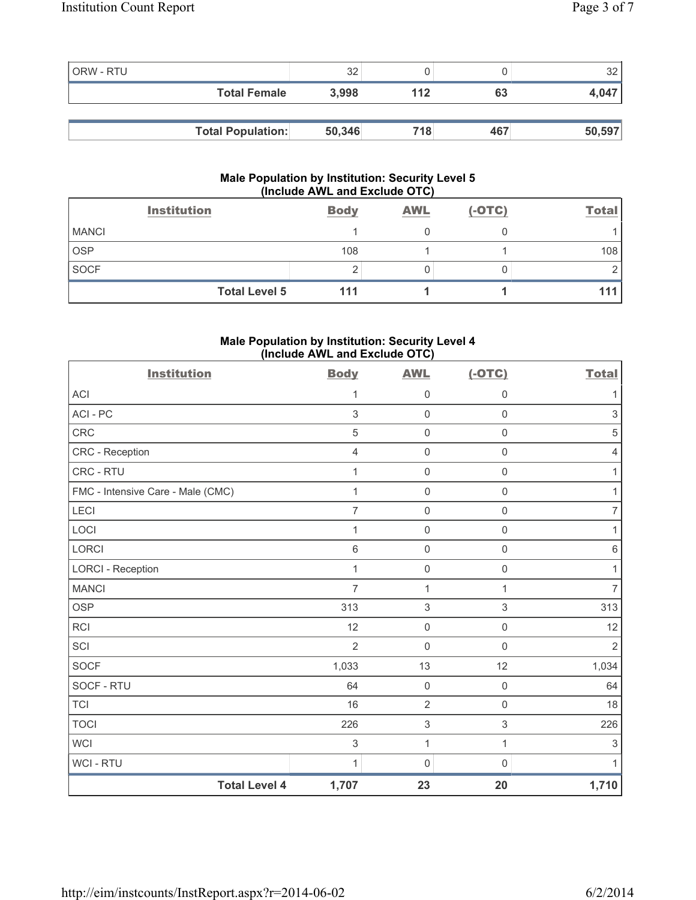| | | | | |
|---|---|---|---|---|
| ORW - RTU | 32 | 0 | 0 | 32 |
| **Total Female** | **3,998** | **112** | **63** | **4,047** |

| | | | | |
|---|---|---|---|---|
| **Total Population:** | **50,346** | **718** | **467** | **50,597** |

### Male Population by Institution: Security Level 5 (Include AWL and Exclude OTC)

| Institution | Body | AWL | (-OTC) | Total |
|---|---|---|---|---|
| MANCI | 1 | 0 | 0 | 1 |
| OSP | 108 | 1 | 1 | 108 |
| SOCF | 2 | 0 | 0 | 2 |
| **Total Level 5** | **111** | **1** | **1** | **111** |

### Male Population by Institution: Security Level 4 (Include AWL and Exclude OTC)

| Institution | Body | AWL | (-OTC) | Total |
|---|---|---|---|---|
| ACI | 1 | 0 | 0 | 1 |
| ACI - PC | 3 | 0 | 0 | 3 |
| CRC | 5 | 0 | 0 | 5 |
| CRC - Reception | 4 | 0 | 0 | 4 |
| CRC - RTU | 1 | 0 | 0 | 1 |
| FMC - Intensive Care - Male (CMC) | 1 | 0 | 0 | 1 |
| LECI | 7 | 0 | 0 | 7 |
| LOCI | 1 | 0 | 0 | 1 |
| LORCI | 6 | 0 | 0 | 6 |
| LORCI - Reception | 1 | 0 | 0 | 1 |
| MANCI | 7 | 1 | 1 | 7 |
| OSP | 313 | 3 | 3 | 313 |
| RCI | 12 | 0 | 0 | 12 |
| SCI | 2 | 0 | 0 | 2 |
| SOCF | 1,033 | 13 | 12 | 1,034 |
| SOCF - RTU | 64 | 0 | 0 | 64 |
| TCI | 16 | 2 | 0 | 18 |
| TOCI | 226 | 3 | 3 | 226 |
| WCI | 3 | 1 | 1 | 3 |
| WCI - RTU | 1 | 0 | 0 | 1 |
| **Total Level 4** | **1,707** | **23** | **20** | **1,710** |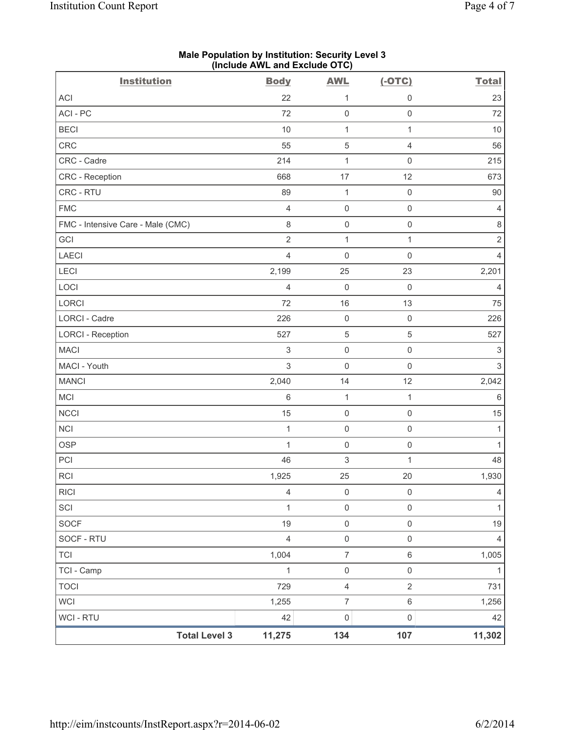**Male Population by Institution: Security Level 3**
**(Include AWL and Exclude OTC)**

| Institution | Body | AWL | (-OTC) | Total |
|---|---|---|---|---|
| ACI | 22 | 1 | 0 | 23 |
| ACI - PC | 72 | 0 | 0 | 72 |
| BECI | 10 | 1 | 1 | 10 |
| CRC | 55 | 5 | 4 | 56 |
| CRC - Cadre | 214 | 1 | 0 | 215 |
| CRC - Reception | 668 | 17 | 12 | 673 |
| CRC - RTU | 89 | 1 | 0 | 90 |
| FMC | 4 | 0 | 0 | 4 |
| FMC - Intensive Care - Male (CMC) | 8 | 0 | 0 | 8 |
| GCI | 2 | 1 | 1 | 2 |
| LAECI | 4 | 0 | 0 | 4 |
| LECI | 2,199 | 25 | 23 | 2,201 |
| LOCI | 4 | 0 | 0 | 4 |
| LORCI | 72 | 16 | 13 | 75 |
| LORCI - Cadre | 226 | 0 | 0 | 226 |
| LORCI - Reception | 527 | 5 | 5 | 527 |
| MACI | 3 | 0 | 0 | 3 |
| MACI - Youth | 3 | 0 | 0 | 3 |
| MANCI | 2,040 | 14 | 12 | 2,042 |
| MCI | 6 | 1 | 1 | 6 |
| NCCI | 15 | 0 | 0 | 15 |
| NCI | 1 | 0 | 0 | 1 |
| OSP | 1 | 0 | 0 | 1 |
| PCI | 46 | 3 | 1 | 48 |
| RCI | 1,925 | 25 | 20 | 1,930 |
| RICI | 4 | 0 | 0 | 4 |
| SCI | 1 | 0 | 0 | 1 |
| SOCF | 19 | 0 | 0 | 19 |
| SOCF - RTU | 4 | 0 | 0 | 4 |
| TCI | 1,004 | 7 | 6 | 1,005 |
| TCI - Camp | 1 | 0 | 0 | 1 |
| TOCI | 729 | 4 | 2 | 731 |
| WCI | 1,255 | 7 | 6 | 1,256 |
| WCI - RTU | 42 | 0 | 0 | 42 |
| **Total Level 3** | **11,275** | **134** | **107** | **11,302** |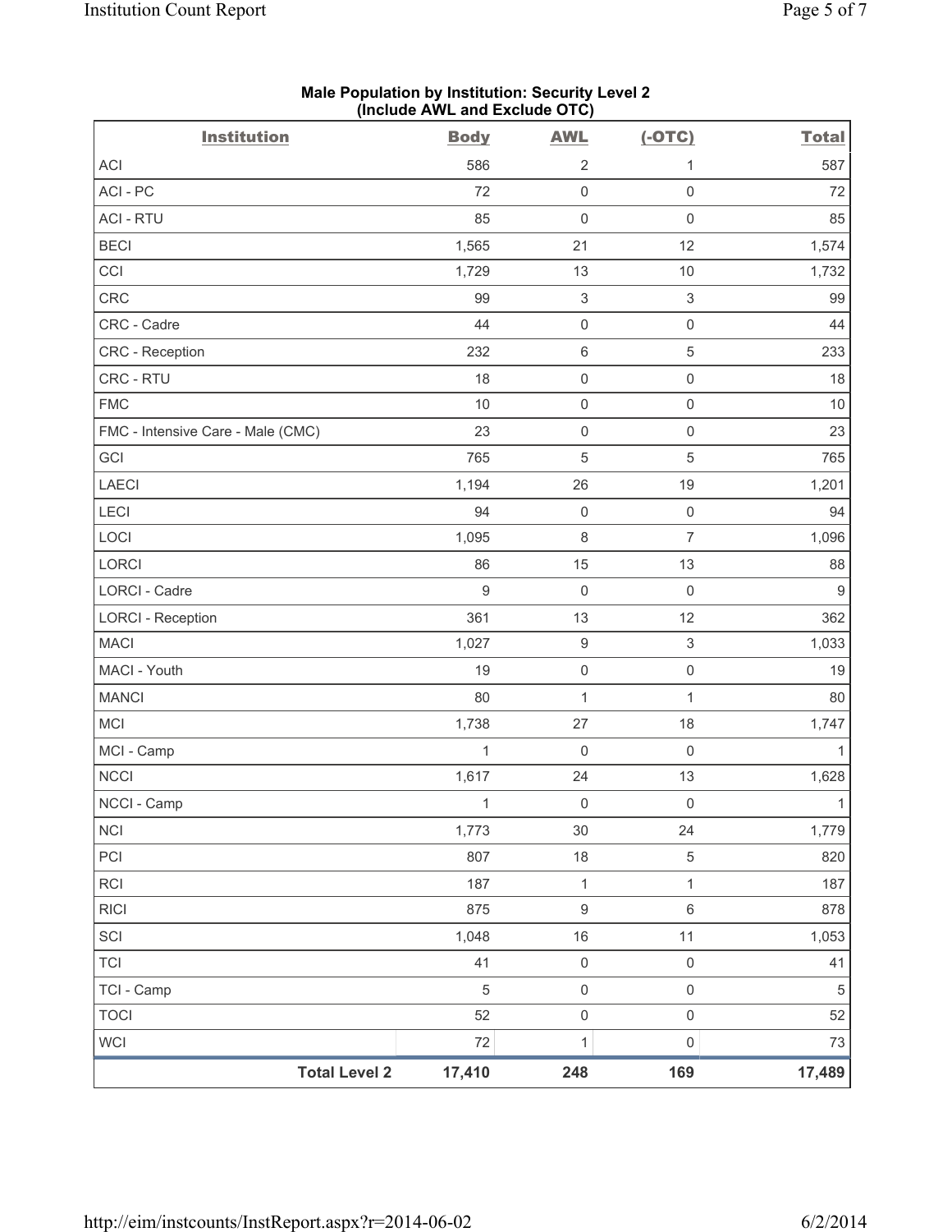**Male Population by Institution: Security Level 2**
**(Include AWL and Exclude OTC)**

| Institution | Body | AWL | (-OTC) | Total |
|---|---|---|---|---|
| ACI | 586 | 2 | 1 | 587 |
| ACI - PC | 72 | 0 | 0 | 72 |
| ACI - RTU | 85 | 0 | 0 | 85 |
| BECI | 1,565 | 21 | 12 | 1,574 |
| CCI | 1,729 | 13 | 10 | 1,732 |
| CRC | 99 | 3 | 3 | 99 |
| CRC - Cadre | 44 | 0 | 0 | 44 |
| CRC - Reception | 232 | 6 | 5 | 233 |
| CRC - RTU | 18 | 0 | 0 | 18 |
| FMC | 10 | 0 | 0 | 10 |
| FMC - Intensive Care - Male (CMC) | 23 | 0 | 0 | 23 |
| GCI | 765 | 5 | 5 | 765 |
| LAECI | 1,194 | 26 | 19 | 1,201 |
| LECI | 94 | 0 | 0 | 94 |
| LOCI | 1,095 | 8 | 7 | 1,096 |
| LORCI | 86 | 15 | 13 | 88 |
| LORCI - Cadre | 9 | 0 | 0 | 9 |
| LORCI - Reception | 361 | 13 | 12 | 362 |
| MACI | 1,027 | 9 | 3 | 1,033 |
| MACI - Youth | 19 | 0 | 0 | 19 |
| MANCI | 80 | 1 | 1 | 80 |
| MCI | 1,738 | 27 | 18 | 1,747 |
| MCI - Camp | 1 | 0 | 0 | 1 |
| NCCI | 1,617 | 24 | 13 | 1,628 |
| NCCI - Camp | 1 | 0 | 0 | 1 |
| NCI | 1,773 | 30 | 24 | 1,779 |
| PCI | 807 | 18 | 5 | 820 |
| RCI | 187 | 1 | 1 | 187 |
| RICI | 875 | 9 | 6 | 878 |
| SCI | 1,048 | 16 | 11 | 1,053 |
| TCI | 41 | 0 | 0 | 41 |
| TCI - Camp | 5 | 0 | 0 | 5 |
| TOCI | 52 | 0 | 0 | 52 |
| WCI | 72 | 1 | 0 | 73 |
| **Total Level 2** | **17,410** | **248** | **169** | **17,489** |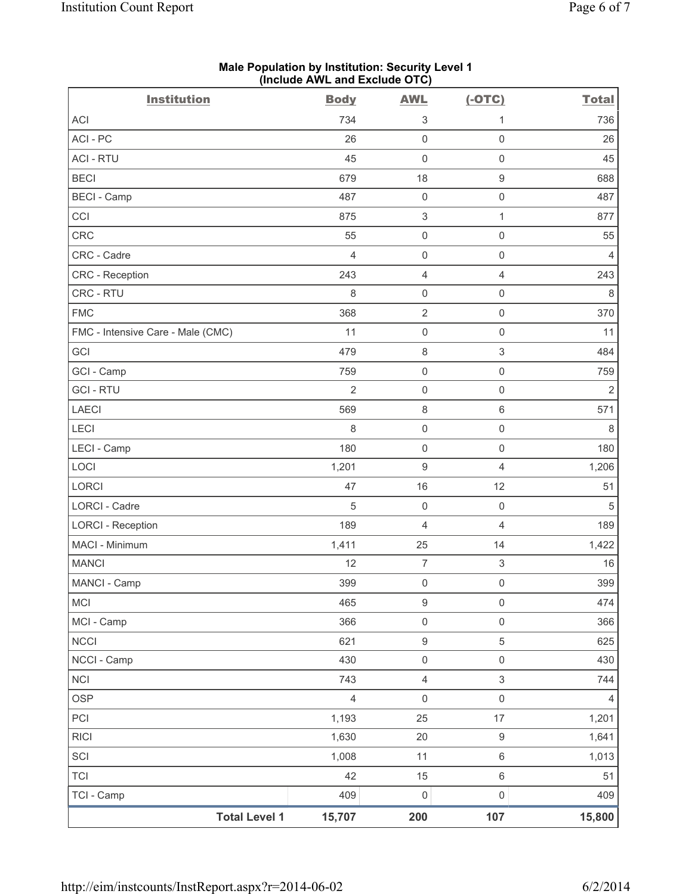**Male Population by Institution: Security Level 1**
**(Include AWL and Exclude OTC)**

| Institution | Body | AWL | (-OTC) | Total |
|---|---|---|---|---|
| ACI | 734 | 3 | 1 | 736 |
| ACI - PC | 26 | 0 | 0 | 26 |
| ACI - RTU | 45 | 0 | 0 | 45 |
| BECI | 679 | 18 | 9 | 688 |
| BECI - Camp | 487 | 0 | 0 | 487 |
| CCI | 875 | 3 | 1 | 877 |
| CRC | 55 | 0 | 0 | 55 |
| CRC - Cadre | 4 | 0 | 0 | 4 |
| CRC - Reception | 243 | 4 | 4 | 243 |
| CRC - RTU | 8 | 0 | 0 | 8 |
| FMC | 368 | 2 | 0 | 370 |
| FMC - Intensive Care - Male (CMC) | 11 | 0 | 0 | 11 |
| GCI | 479 | 8 | 3 | 484 |
| GCI - Camp | 759 | 0 | 0 | 759 |
| GCI - RTU | 2 | 0 | 0 | 2 |
| LAECI | 569 | 8 | 6 | 571 |
| LECI | 8 | 0 | 0 | 8 |
| LECI - Camp | 180 | 0 | 0 | 180 |
| LOCI | 1,201 | 9 | 4 | 1,206 |
| LORCI | 47 | 16 | 12 | 51 |
| LORCI - Cadre | 5 | 0 | 0 | 5 |
| LORCI - Reception | 189 | 4 | 4 | 189 |
| MACI - Minimum | 1,411 | 25 | 14 | 1,422 |
| MANCI | 12 | 7 | 3 | 16 |
| MANCI - Camp | 399 | 0 | 0 | 399 |
| MCI | 465 | 9 | 0 | 474 |
| MCI - Camp | 366 | 0 | 0 | 366 |
| NCCI | 621 | 9 | 5 | 625 |
| NCCI - Camp | 430 | 0 | 0 | 430 |
| NCI | 743 | 4 | 3 | 744 |
| OSP | 4 | 0 | 0 | 4 |
| PCI | 1,193 | 25 | 17 | 1,201 |
| RICI | 1,630 | 20 | 9 | 1,641 |
| SCI | 1,008 | 11 | 6 | 1,013 |
| TCI | 42 | 15 | 6 | 51 |
| TCI - Camp | 409 | 0 | 0 | 409 |
| **Total Level 1** | **15,707** | **200** | **107** | **15,800** |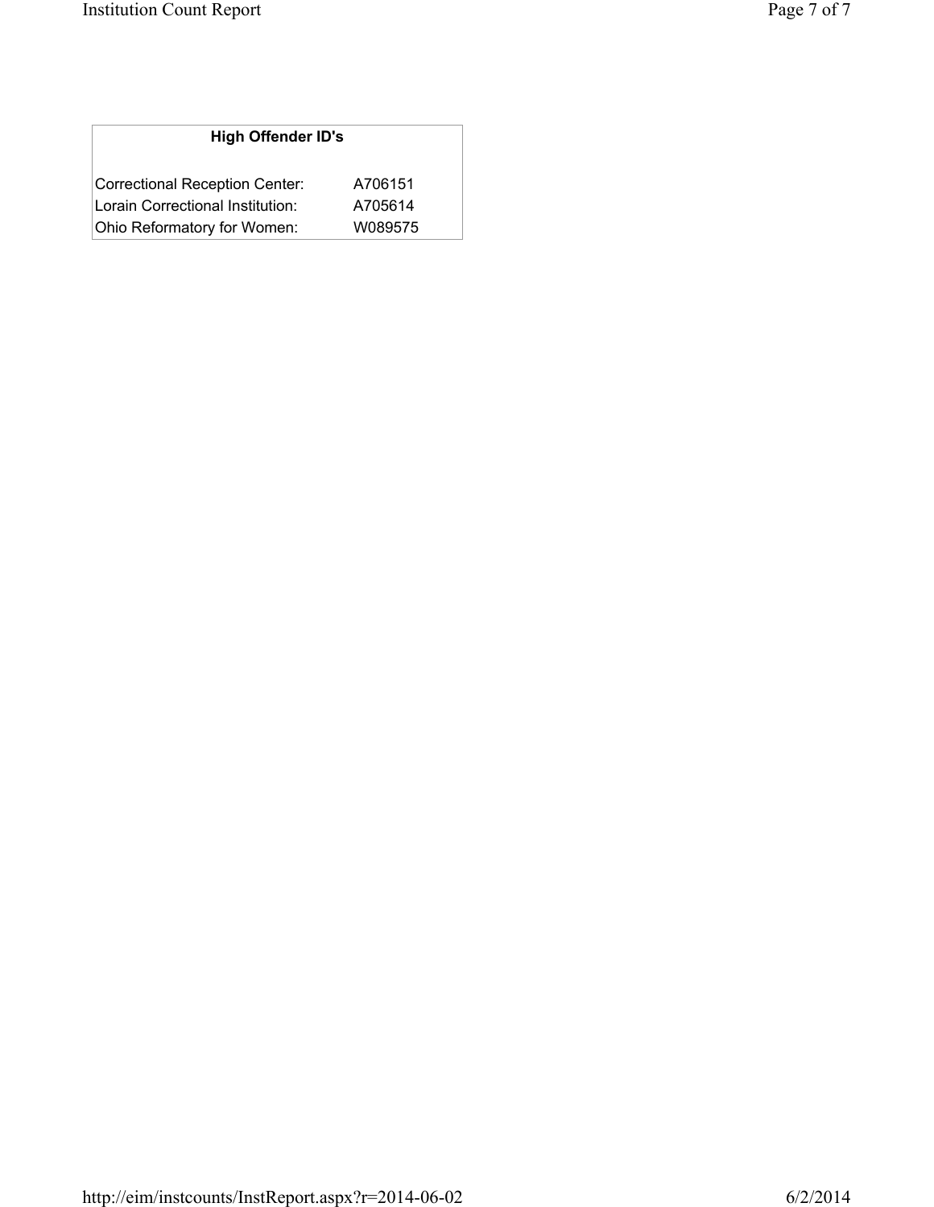| High Offender ID's | |
| --- | --- |
| Correctional Reception Center: | A706151 |
| Lorain Correctional Institution: | A705614 |
| Ohio Reformatory for Women: | W089575 |